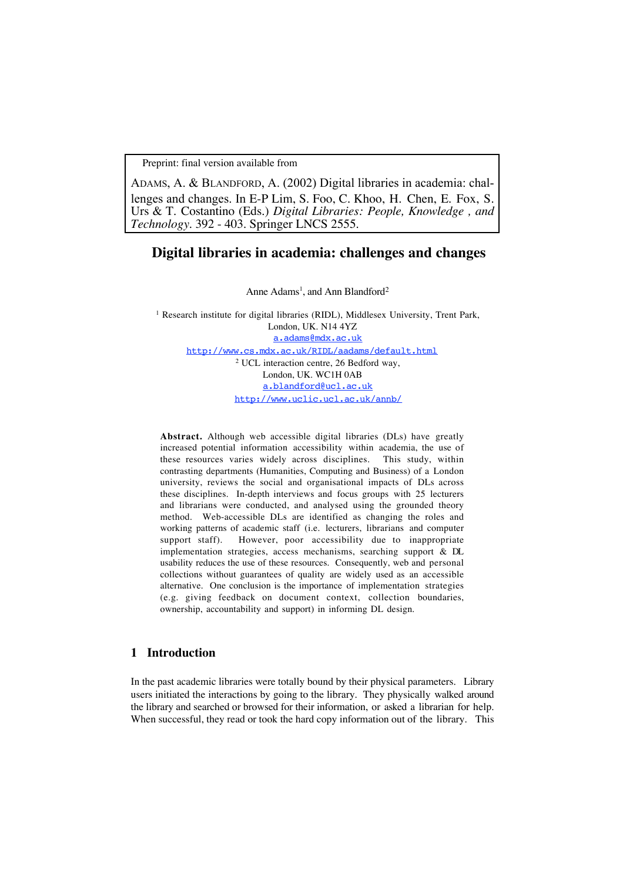Preprint: final version available from

ADAMS, A. & BLANDFORD, A. (2002) Digital libraries in academia: challenges and changes. In E-P Lim, S. Foo, C. Khoo, H. Chen, E. Fox, S. Urs & T. Costantino (Eds.) *Digital Libraries: People, Knowledge , and Technology*. 392 - 403. Springer LNCS 2555.

# Digital libraries in academia: challenges and changes

Anne Adams[1], and Ann Blandford[2]

[1] Research institute for digital libraries (RIDL), Middlesex University, Trent Park, London, UK. N14 4YZ
a.adams@mdx.ac.uk
http://www.cs.mdx.ac.uk/RIDL/aadams/default.html
[2] UCL interaction centre, 26 Bedford way, London, UK. WC1H 0AB
a.blandford@ucl.ac.uk
http://www.uclic.ucl.ac.uk/annb/

**Abstract.** Although web accessible digital libraries (DLs) have greatly increased potential information accessibility within academia, the use of these resources varies widely across disciplines. This study, within contrasting departments (Humanities, Computing and Business) of a London university, reviews the social and organisational impacts of DLs across these disciplines. In-depth interviews and focus groups with 25 lecturers and librarians were conducted, and analysed using the grounded theory method. Web-accessible DLs are identified as changing the roles and working patterns of academic staff (i.e. lecturers, librarians and computer support staff). However, poor accessibility due to inappropriate implementation strategies, access mechanisms, searching support & DL usability reduces the use of these resources. Consequently, web and personal collections without guarantees of quality are widely used as an accessible alternative. One conclusion is the importance of implementation strategies (e.g. giving feedback on document context, collection boundaries, ownership, accountability and support) in informing DL design.

## 1 Introduction

In the past academic libraries were totally bound by their physical parameters. Library users initiated the interactions by going to the library. They physically walked around the library and searched or browsed for their information, or asked a librarian for help. When successful, they read or took the hard copy information out of the library. This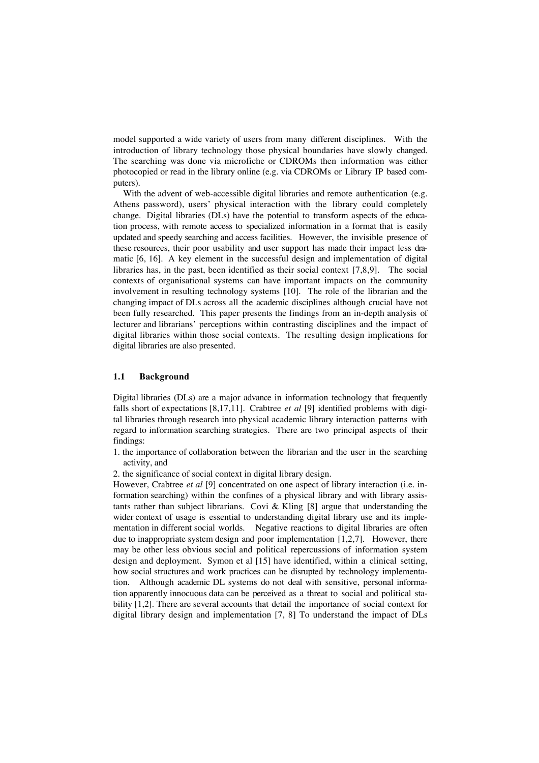model supported a wide variety of users from many different disciplines. With the introduction of library technology those physical boundaries have slowly changed. The searching was done via microfiche or CDROMs then information was either photocopied or read in the library online (e.g. via CDROMs or Library IP based computers).

With the advent of web-accessible digital libraries and remote authentication (e.g. Athens password), users' physical interaction with the library could completely change. Digital libraries (DLs) have the potential to transform aspects of the education process, with remote access to specialized information in a format that is easily updated and speedy searching and access facilities. However, the invisible presence of these resources, their poor usability and user support has made their impact less dramatic [6, 16]. A key element in the successful design and implementation of digital libraries has, in the past, been identified as their social context [7,8,9]. The social contexts of organisational systems can have important impacts on the community involvement in resulting technology systems [10]. The role of the librarian and the changing impact of DLs across all the academic disciplines although crucial have not been fully researched. This paper presents the findings from an in-depth analysis of lecturer and librarians' perceptions within contrasting disciplines and the impact of digital libraries within those social contexts. The resulting design implications for digital libraries are also presented.

### 1.1 Background

Digital libraries (DLs) are a major advance in information technology that frequently falls short of expectations [8,17,11]. Crabtree *et al* [9] identified problems with digital libraries through research into physical academic library interaction patterns with regard to information searching strategies. There are two principal aspects of their findings:

1. the importance of collaboration between the librarian and the user in the searching activity, and
2. the significance of social context in digital library design.

However, Crabtree *et al* [9] concentrated on one aspect of library interaction (i.e. information searching) within the confines of a physical library and with library assistants rather than subject librarians. Covi & Kling [8] argue that understanding the wider context of usage is essential to understanding digital library use and its implementation in different social worlds. Negative reactions to digital libraries are often due to inappropriate system design and poor implementation [1,2,7]. However, there may be other less obvious social and political repercussions of information system design and deployment. Symon et al [15] have identified, within a clinical setting, how social structures and work practices can be disrupted by technology implementation. Although academic DL systems do not deal with sensitive, personal information apparently innocuous data can be perceived as a threat to social and political stability [1,2]. There are several accounts that detail the importance of social context for digital library design and implementation [7, 8] To understand the impact of DLs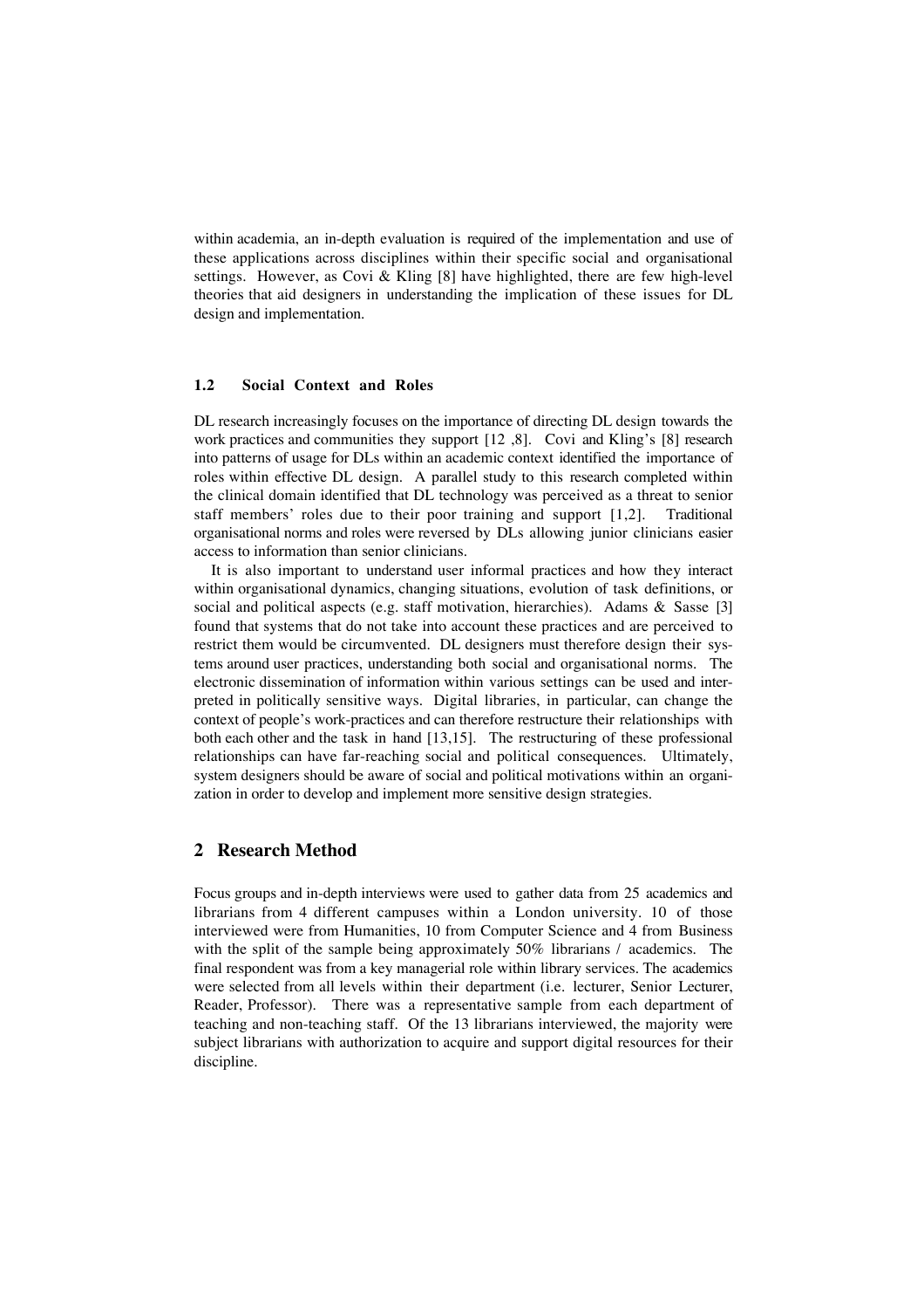within academia, an in-depth evaluation is required of the implementation and use of these applications across disciplines within their specific social and organisational settings. However, as Covi & Kling [8] have highlighted, there are few high-level theories that aid designers in understanding the implication of these issues for DL design and implementation.

### 1.2 Social Context and Roles

DL research increasingly focuses on the importance of directing DL design towards the work practices and communities they support [12 ,8]. Covi and Kling's [8] research into patterns of usage for DLs within an academic context identified the importance of roles within effective DL design. A parallel study to this research completed within the clinical domain identified that DL technology was perceived as a threat to senior staff members' roles due to their poor training and support [1,2]. Traditional organisational norms and roles were reversed by DLs allowing junior clinicians easier access to information than senior clinicians.

It is also important to understand user informal practices and how they interact within organisational dynamics, changing situations, evolution of task definitions, or social and political aspects (e.g. staff motivation, hierarchies). Adams & Sasse [3] found that systems that do not take into account these practices and are perceived to restrict them would be circumvented. DL designers must therefore design their systems around user practices, understanding both social and organisational norms. The electronic dissemination of information within various settings can be used and interpreted in politically sensitive ways. Digital libraries, in particular, can change the context of people's work-practices and can therefore restructure their relationships with both each other and the task in hand [13,15]. The restructuring of these professional relationships can have far-reaching social and political consequences. Ultimately, system designers should be aware of social and political motivations within an organization in order to develop and implement more sensitive design strategies.

## 2 Research Method

Focus groups and in-depth interviews were used to gather data from 25 academics and librarians from 4 different campuses within a London university. 10 of those interviewed were from Humanities, 10 from Computer Science and 4 from Business with the split of the sample being approximately 50% librarians / academics. The final respondent was from a key managerial role within library services. The academics were selected from all levels within their department (i.e. lecturer, Senior Lecturer, Reader, Professor). There was a representative sample from each department of teaching and non-teaching staff. Of the 13 librarians interviewed, the majority were subject librarians with authorization to acquire and support digital resources for their discipline.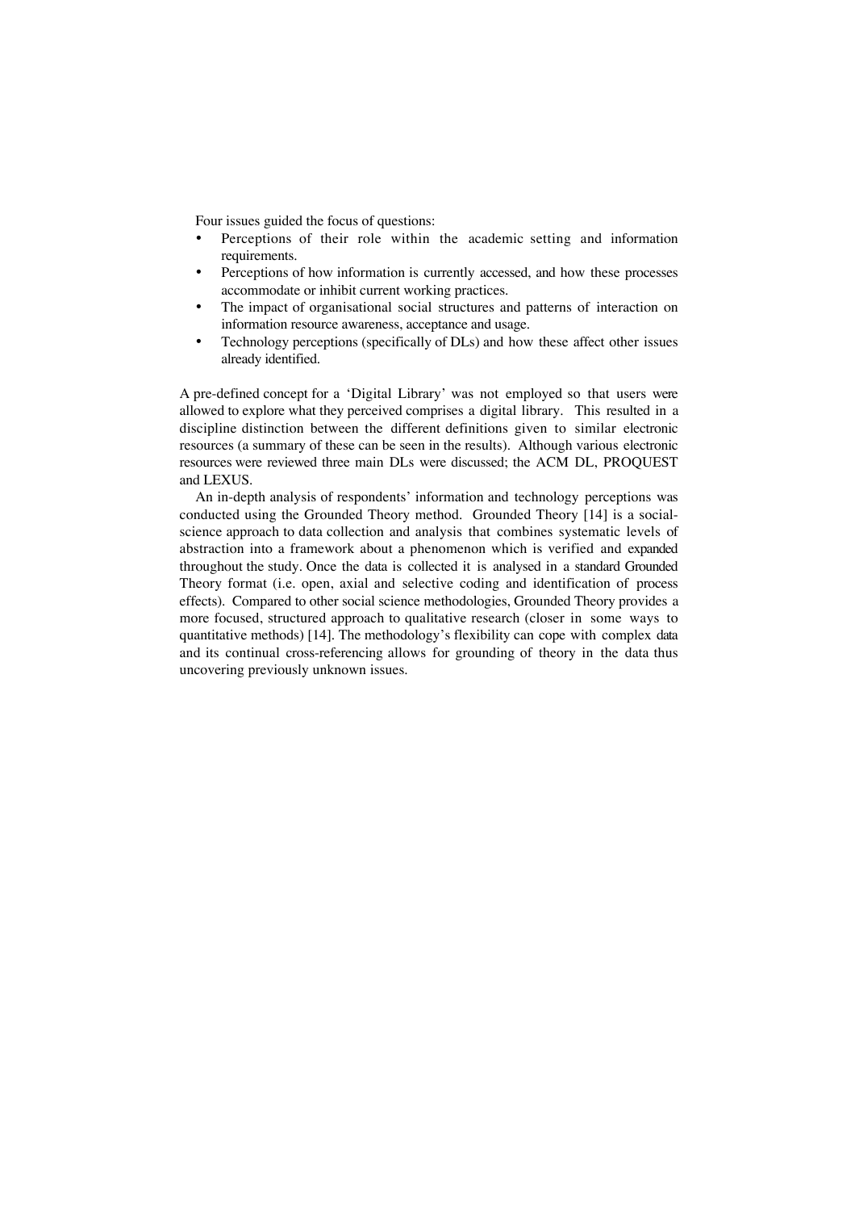Four issues guided the focus of questions:

- Perceptions of their role within the academic setting and information requirements.
- Perceptions of how information is currently accessed, and how these processes accommodate or inhibit current working practices.
- The impact of organisational social structures and patterns of interaction on information resource awareness, acceptance and usage.
- Technology perceptions (specifically of DLs) and how these affect other issues already identified.

A pre-defined concept for a 'Digital Library' was not employed so that users were allowed to explore what they perceived comprises a digital library. This resulted in a discipline distinction between the different definitions given to similar electronic resources (a summary of these can be seen in the results). Although various electronic resources were reviewed three main DLs were discussed; the ACM DL, PROQUEST and LEXUS.

An in-depth analysis of respondents' information and technology perceptions was conducted using the Grounded Theory method. Grounded Theory [14] is a social-science approach to data collection and analysis that combines systematic levels of abstraction into a framework about a phenomenon which is verified and expanded throughout the study. Once the data is collected it is analysed in a standard Grounded Theory format (i.e. open, axial and selective coding and identification of process effects). Compared to other social science methodologies, Grounded Theory provides a more focused, structured approach to qualitative research (closer in some ways to quantitative methods) [14]. The methodology's flexibility can cope with complex data and its continual cross-referencing allows for grounding of theory in the data thus uncovering previously unknown issues.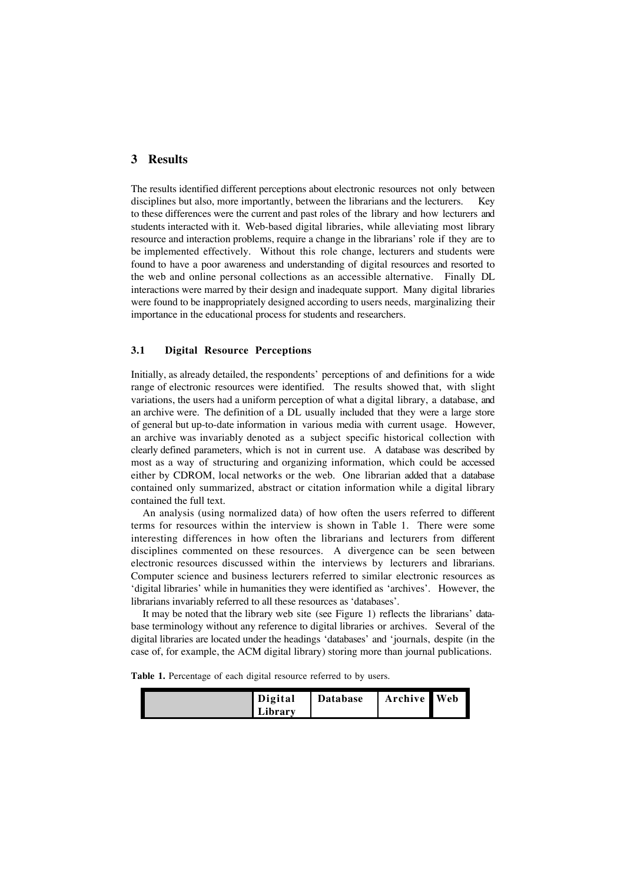## 3 Results

The results identified different perceptions about electronic resources not only between disciplines but also, more importantly, between the librarians and the lecturers. Key to these differences were the current and past roles of the library and how lecturers and students interacted with it. Web-based digital libraries, while alleviating most library resource and interaction problems, require a change in the librarians' role if they are to be implemented effectively. Without this role change, lecturers and students were found to have a poor awareness and understanding of digital resources and resorted to the web and online personal collections as an accessible alternative. Finally DL interactions were marred by their design and inadequate support. Many digital libraries were found to be inappropriately designed according to users needs, marginalizing their importance in the educational process for students and researchers.

### 3.1 Digital Resource Perceptions

Initially, as already detailed, the respondents' perceptions of and definitions for a wide range of electronic resources were identified. The results showed that, with slight variations, the users had a uniform perception of what a digital library, a database, and an archive were. The definition of a DL usually included that they were a large store of general but up-to-date information in various media with current usage. However, an archive was invariably denoted as a subject specific historical collection with clearly defined parameters, which is not in current use. A database was described by most as a way of structuring and organizing information, which could be accessed either by CDROM, local networks or the web. One librarian added that a database contained only summarized, abstract or citation information while a digital library contained the full text.

An analysis (using normalized data) of how often the users referred to different terms for resources within the interview is shown in Table 1. There were some interesting differences in how often the librarians and lecturers from different disciplines commented on these resources. A divergence can be seen between electronic resources discussed within the interviews by lecturers and librarians. Computer science and business lecturers referred to similar electronic resources as 'digital libraries' while in humanities they were identified as 'archives'. However, the librarians invariably referred to all these resources as 'databases'.

It may be noted that the library web site (see Figure 1) reflects the librarians' database terminology without any reference to digital libraries or archives. Several of the digital libraries are located under the headings 'databases' and 'journals, despite (in the case of, for example, the ACM digital library) storing more than journal publications.

**Table 1.** Percentage of each digital resource referred to by users.

| | Digital Library | Database | Archive | Web |
|---|---|---|---|---|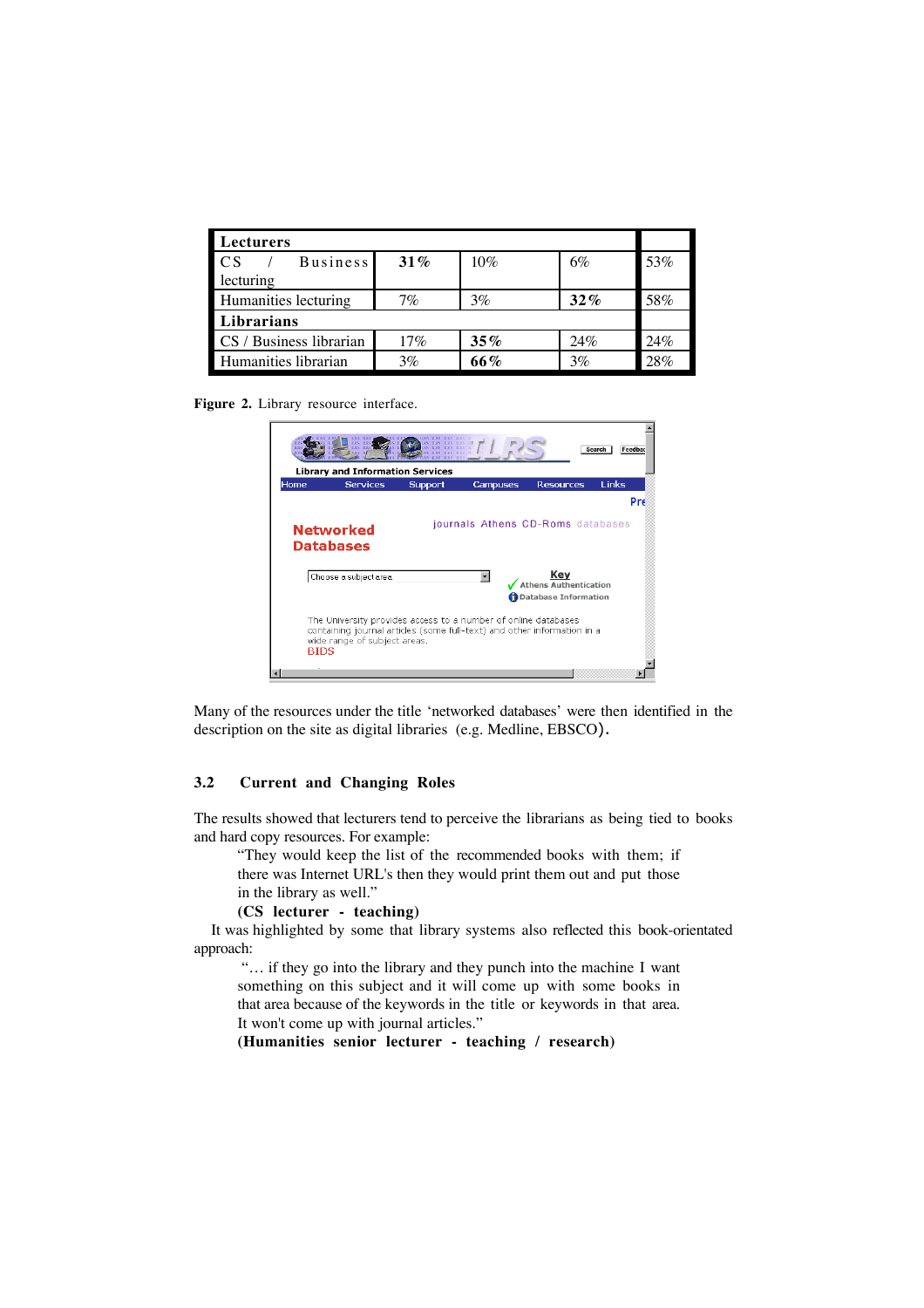| Lecturers | | | | |
|---|---|---|---|---|
| CS / Business lecturing | **31%** | 10% | 6% | 53% |
| Humanities lecturing | 7% | 3% | **32%** | 58% |
| **Librarians** | | | | |
| CS / Business librarian | 17% | **35%** | 24% | 24% |
| Humanities librarian | 3% | **66%** | 3% | 28% |

**Figure 2.** Library resource interface.

Many of the resources under the title 'networked databases' were then identified in the description on the site as digital libraries (e.g. Medline, EBSCO).

### 3.2 Current and Changing Roles

The results showed that lecturers tend to perceive the librarians as being tied to books and hard copy resources. For example:

> "They would keep the list of the recommended books with them; if there was Internet URL's then they would print them out and put those in the library as well."
>
> **(CS lecturer - teaching)**

It was highlighted by some that library systems also reflected this book-orientated approach:

> "… if they go into the library and they punch into the machine I want something on this subject and it will come up with some books in that area because of the keywords in the title or keywords in that area. It won't come up with journal articles."
>
> **(Humanities senior lecturer - teaching / research)**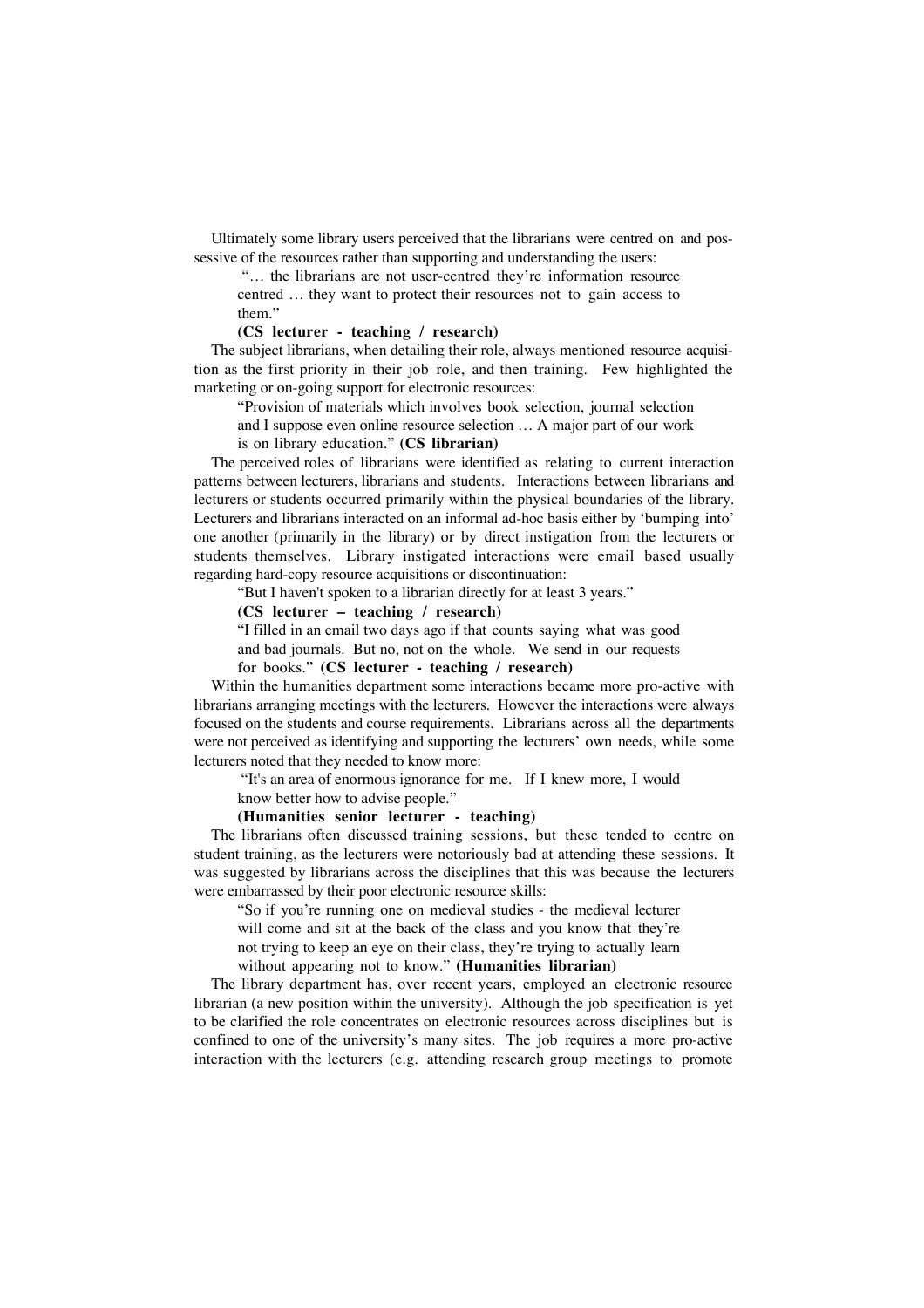Ultimately some library users perceived that the librarians were centred on and possessive of the resources rather than supporting and understanding the users:

> "… the librarians are not user-centred they're information resource centred … they want to protect their resources not to gain access to them."
>
> **(CS lecturer - teaching / research)**

The subject librarians, when detailing their role, always mentioned resource acquisition as the first priority in their job role, and then training. Few highlighted the marketing or on-going support for electronic resources:

> "Provision of materials which involves book selection, journal selection and I suppose even online resource selection … A major part of our work is on library education." **(CS librarian)**

The perceived roles of librarians were identified as relating to current interaction patterns between lecturers, librarians and students. Interactions between librarians and lecturers or students occurred primarily within the physical boundaries of the library. Lecturers and librarians interacted on an informal ad-hoc basis either by 'bumping into' one another (primarily in the library) or by direct instigation from the lecturers or students themselves. Library instigated interactions were email based usually regarding hard-copy resource acquisitions or discontinuation:

> "But I haven't spoken to a librarian directly for at least 3 years."
>
> **(CS lecturer – teaching / research)**
>
> "I filled in an email two days ago if that counts saying what was good and bad journals. But no, not on the whole. We send in our requests for books." **(CS lecturer - teaching / research)**

Within the humanities department some interactions became more pro-active with librarians arranging meetings with the lecturers. However the interactions were always focused on the students and course requirements. Librarians across all the departments were not perceived as identifying and supporting the lecturers' own needs, while some lecturers noted that they needed to know more:

> "It's an area of enormous ignorance for me. If I knew more, I would know better how to advise people."
>
> **(Humanities senior lecturer - teaching)**

The librarians often discussed training sessions, but these tended to centre on student training, as the lecturers were notoriously bad at attending these sessions. It was suggested by librarians across the disciplines that this was because the lecturers were embarrassed by their poor electronic resource skills:

> "So if you're running one on medieval studies - the medieval lecturer will come and sit at the back of the class and you know that they're not trying to keep an eye on their class, they're trying to actually learn without appearing not to know." **(Humanities librarian)**

The library department has, over recent years, employed an electronic resource librarian (a new position within the university). Although the job specification is yet to be clarified the role concentrates on electronic resources across disciplines but is confined to one of the university's many sites. The job requires a more pro-active interaction with the lecturers (e.g. attending research group meetings to promote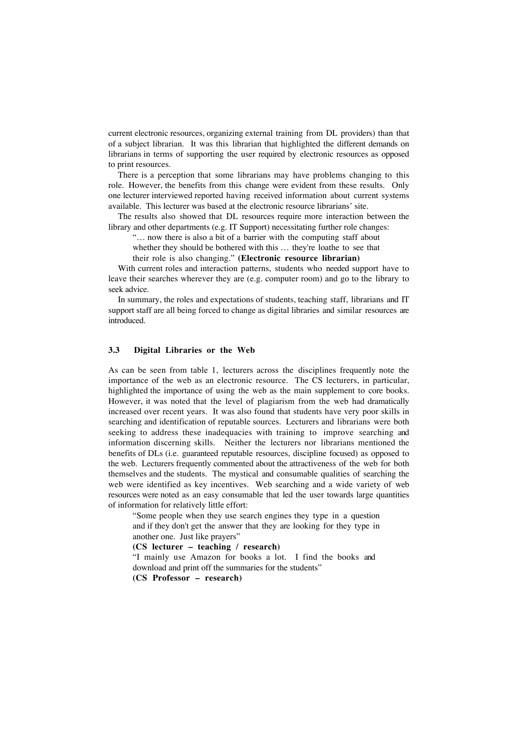current electronic resources, organizing external training from DL providers) than that of a subject librarian. It was this librarian that highlighted the different demands on librarians in terms of supporting the user required by electronic resources as opposed to print resources.

There is a perception that some librarians may have problems changing to this role. However, the benefits from this change were evident from these results. Only one lecturer interviewed reported having received information about current systems available. This lecturer was based at the electronic resource librarians' site.

The results also showed that DL resources require more interaction between the library and other departments (e.g. IT Support) necessitating further role changes:

> "… now there is also a bit of a barrier with the computing staff about whether they should be bothered with this … they're loathe to see that their role is also changing." **(Electronic resource librarian)**

With current roles and interaction patterns, students who needed support have to leave their searches wherever they are (e.g. computer room) and go to the library to seek advice.

In summary, the roles and expectations of students, teaching staff, librarians and IT support staff are all being forced to change as digital libraries and similar resources are introduced.

### 3.3 Digital Libraries or the Web

As can be seen from table 1, lecturers across the disciplines frequently note the importance of the web as an electronic resource. The CS lecturers, in particular, highlighted the importance of using the web as the main supplement to core books. However, it was noted that the level of plagiarism from the web had dramatically increased over recent years. It was also found that students have very poor skills in searching and identification of reputable sources. Lecturers and librarians were both seeking to address these inadequacies with training to improve searching and information discerning skills. Neither the lecturers nor librarians mentioned the benefits of DLs (i.e. guaranteed reputable resources, discipline focused) as opposed to the web. Lecturers frequently commented about the attractiveness of the web for both themselves and the students. The mystical and consumable qualities of searching the web were identified as key incentives. Web searching and a wide variety of web resources were noted as an easy consumable that led the user towards large quantities of information for relatively little effort:

> "Some people when they use search engines they type in a question and if they don't get the answer that they are looking for they type in another one. Just like prayers"
> **(CS lecturer – teaching / research)**

> "I mainly use Amazon for books a lot. I find the books and download and print off the summaries for the students"
> **(CS Professor – research)**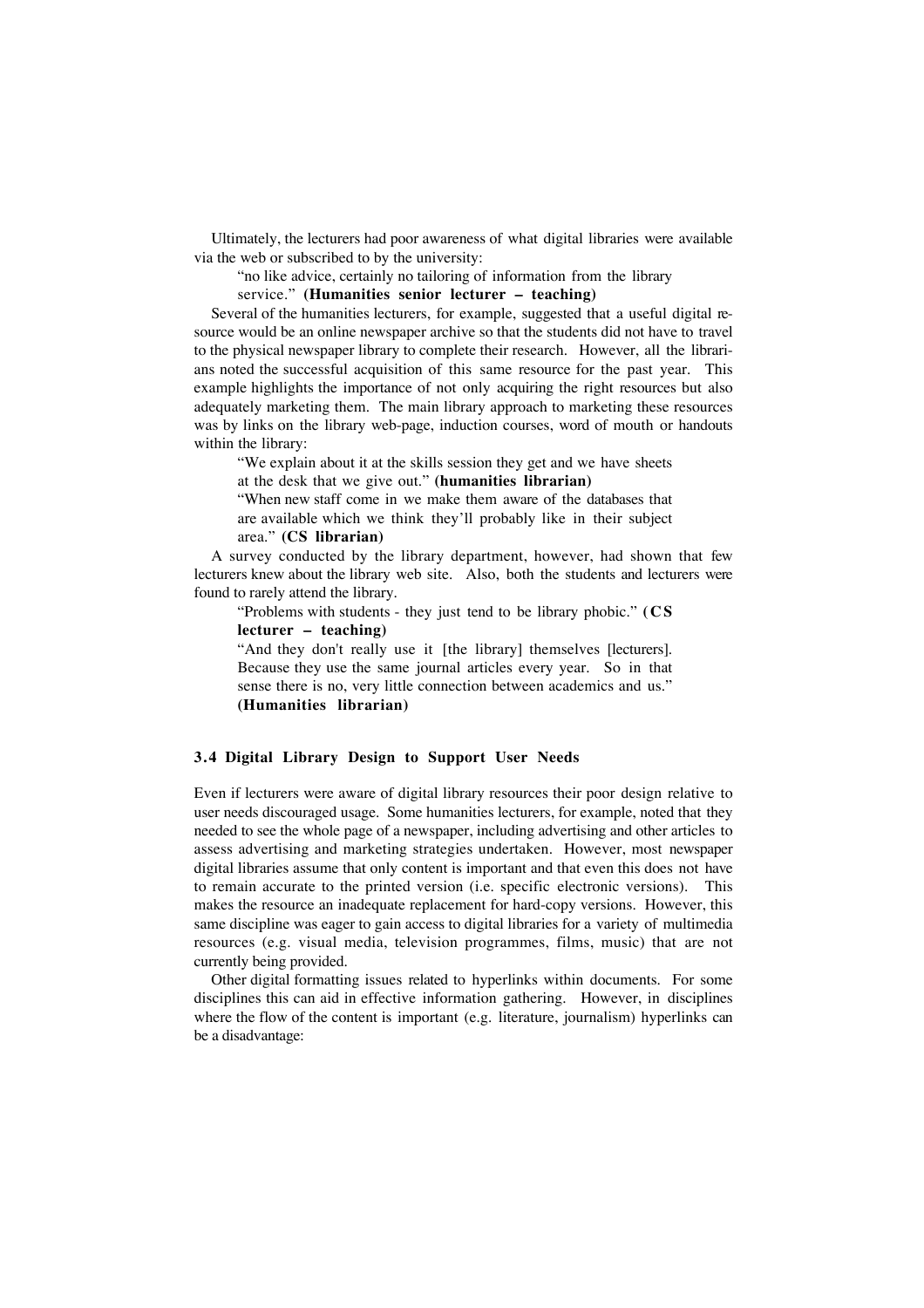Ultimately, the lecturers had poor awareness of what digital libraries were available via the web or subscribed to by the university:

> "no like advice, certainly no tailoring of information from the library service." **(Humanities senior lecturer – teaching)**

Several of the humanities lecturers, for example, suggested that a useful digital resource would be an online newspaper archive so that the students did not have to travel to the physical newspaper library to complete their research. However, all the librarians noted the successful acquisition of this same resource for the past year. This example highlights the importance of not only acquiring the right resources but also adequately marketing them. The main library approach to marketing these resources was by links on the library web-page, induction courses, word of mouth or handouts within the library:

> "We explain about it at the skills session they get and we have sheets at the desk that we give out." **(humanities librarian)**
>
> "When new staff come in we make them aware of the databases that are available which we think they'll probably like in their subject area." **(CS librarian)**

A survey conducted by the library department, however, had shown that few lecturers knew about the library web site. Also, both the students and lecturers were found to rarely attend the library.

> "Problems with students - they just tend to be library phobic." **(CS lecturer – teaching)**
>
> "And they don't really use it [the library] themselves [lecturers]. Because they use the same journal articles every year. So in that sense there is no, very little connection between academics and us." **(Humanities librarian)**

### 3.4 Digital Library Design to Support User Needs

Even if lecturers were aware of digital library resources their poor design relative to user needs discouraged usage. Some humanities lecturers, for example, noted that they needed to see the whole page of a newspaper, including advertising and other articles to assess advertising and marketing strategies undertaken. However, most newspaper digital libraries assume that only content is important and that even this does not have to remain accurate to the printed version (i.e. specific electronic versions). This makes the resource an inadequate replacement for hard-copy versions. However, this same discipline was eager to gain access to digital libraries for a variety of multimedia resources (e.g. visual media, television programmes, films, music) that are not currently being provided.

Other digital formatting issues related to hyperlinks within documents. For some disciplines this can aid in effective information gathering. However, in disciplines where the flow of the content is important (e.g. literature, journalism) hyperlinks can be a disadvantage: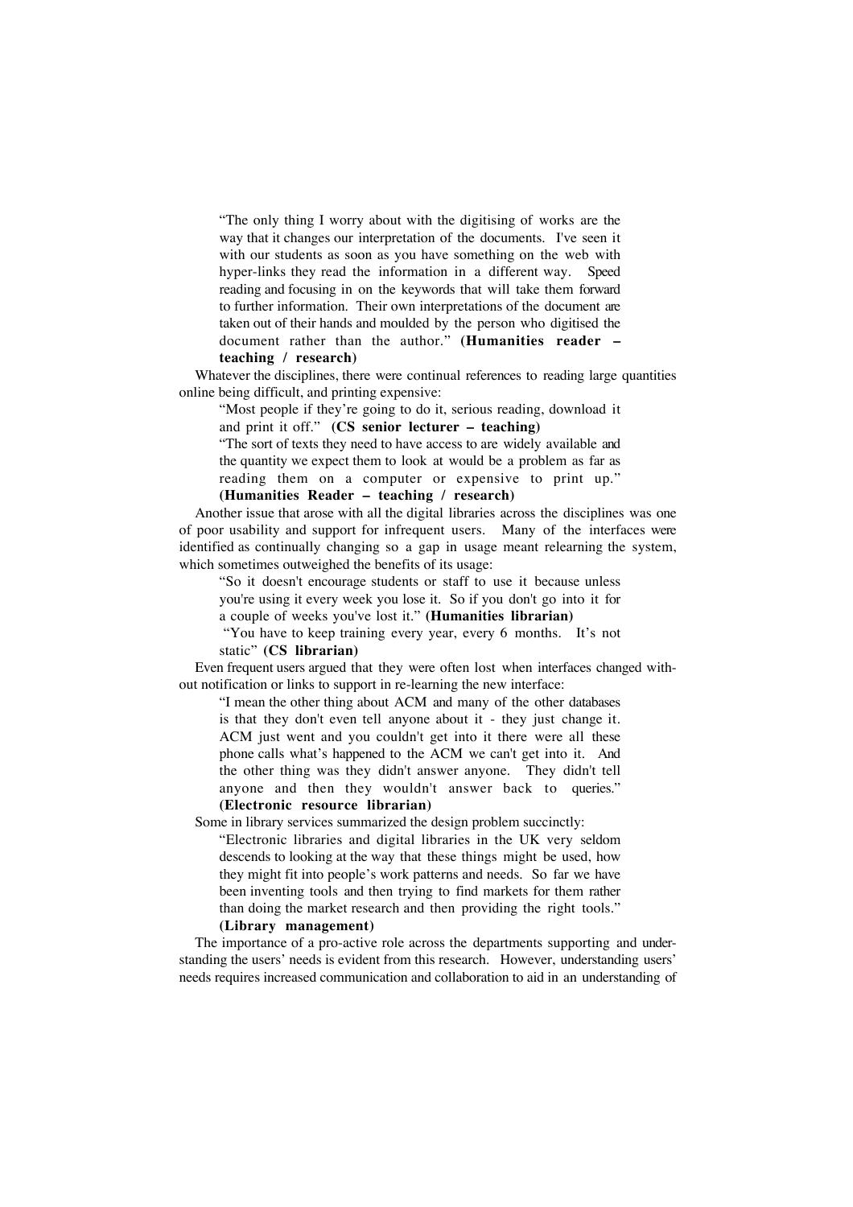> "The only thing I worry about with the digitising of works are the way that it changes our interpretation of the documents. I've seen it with our students as soon as you have something on the web with hyper-links they read the information in a different way. Speed reading and focusing in on the keywords that will take them forward to further information. Their own interpretations of the document are taken out of their hands and moulded by the person who digitised the document rather than the author." **(Humanities reader – teaching / research)**

Whatever the disciplines, there were continual references to reading large quantities online being difficult, and printing expensive:

> "Most people if they're going to do it, serious reading, download it and print it off." **(CS senior lecturer – teaching)**
>
> "The sort of texts they need to have access to are widely available and the quantity we expect them to look at would be a problem as far as reading them on a computer or expensive to print up." **(Humanities Reader – teaching / research)**

Another issue that arose with all the digital libraries across the disciplines was one of poor usability and support for infrequent users. Many of the interfaces were identified as continually changing so a gap in usage meant relearning the system, which sometimes outweighed the benefits of its usage:

> "So it doesn't encourage students or staff to use it because unless you're using it every week you lose it. So if you don't go into it for a couple of weeks you've lost it." **(Humanities librarian)**
>
> "You have to keep training every year, every 6 months. It's not static" **(CS librarian)**

Even frequent users argued that they were often lost when interfaces changed without notification or links to support in re-learning the new interface:

> "I mean the other thing about ACM and many of the other databases is that they don't even tell anyone about it - they just change it. ACM just went and you couldn't get into it there were all these phone calls what's happened to the ACM we can't get into it. And the other thing was they didn't answer anyone. They didn't tell anyone and then they wouldn't answer back to queries." **(Electronic resource librarian)**

Some in library services summarized the design problem succinctly:

> "Electronic libraries and digital libraries in the UK very seldom descends to looking at the way that these things might be used, how they might fit into people's work patterns and needs. So far we have been inventing tools and then trying to find markets for them rather than doing the market research and then providing the right tools." **(Library management)**

The importance of a pro-active role across the departments supporting and understanding the users' needs is evident from this research. However, understanding users' needs requires increased communication and collaboration to aid in an understanding of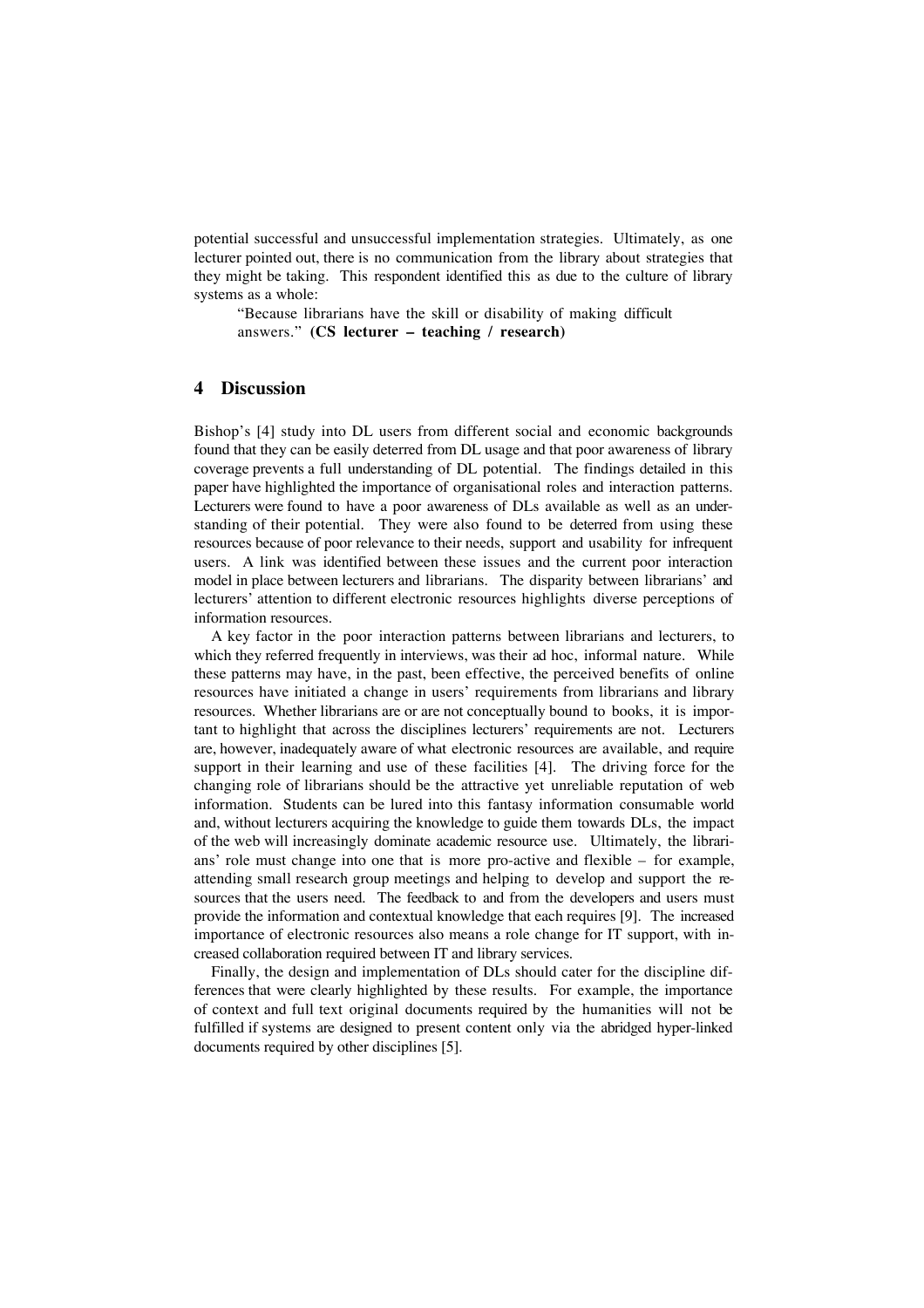potential successful and unsuccessful implementation strategies. Ultimately, as one lecturer pointed out, there is no communication from the library about strategies that they might be taking. This respondent identified this as due to the culture of library systems as a whole:

> "Because librarians have the skill or disability of making difficult answers." **(CS lecturer – teaching / research)**

## 4 Discussion

Bishop's [4] study into DL users from different social and economic backgrounds found that they can be easily deterred from DL usage and that poor awareness of library coverage prevents a full understanding of DL potential. The findings detailed in this paper have highlighted the importance of organisational roles and interaction patterns. Lecturers were found to have a poor awareness of DLs available as well as an understanding of their potential. They were also found to be deterred from using these resources because of poor relevance to their needs, support and usability for infrequent users. A link was identified between these issues and the current poor interaction model in place between lecturers and librarians. The disparity between librarians' and lecturers' attention to different electronic resources highlights diverse perceptions of information resources.

A key factor in the poor interaction patterns between librarians and lecturers, to which they referred frequently in interviews, was their ad hoc, informal nature. While these patterns may have, in the past, been effective, the perceived benefits of online resources have initiated a change in users' requirements from librarians and library resources. Whether librarians are or are not conceptually bound to books, it is important to highlight that across the disciplines lecturers' requirements are not. Lecturers are, however, inadequately aware of what electronic resources are available, and require support in their learning and use of these facilities [4]. The driving force for the changing role of librarians should be the attractive yet unreliable reputation of web information. Students can be lured into this fantasy information consumable world and, without lecturers acquiring the knowledge to guide them towards DLs, the impact of the web will increasingly dominate academic resource use. Ultimately, the librarians' role must change into one that is more pro-active and flexible – for example, attending small research group meetings and helping to develop and support the resources that the users need. The feedback to and from the developers and users must provide the information and contextual knowledge that each requires [9]. The increased importance of electronic resources also means a role change for IT support, with increased collaboration required between IT and library services.

Finally, the design and implementation of DLs should cater for the discipline differences that were clearly highlighted by these results. For example, the importance of context and full text original documents required by the humanities will not be fulfilled if systems are designed to present content only via the abridged hyper-linked documents required by other disciplines [5].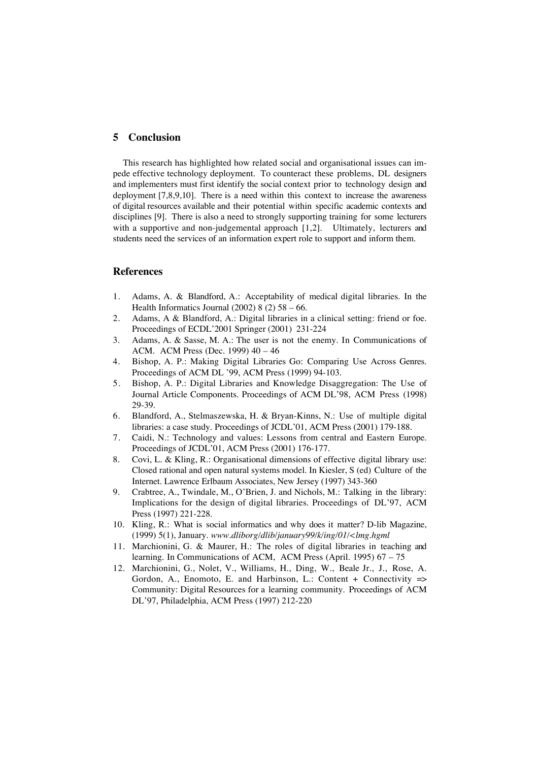## 5 Conclusion

This research has highlighted how related social and organisational issues can impede effective technology deployment. To counteract these problems, DL designers and implementers must first identify the social context prior to technology design and deployment [7,8,9,10]. There is a need within this context to increase the awareness of digital resources available and their potential within specific academic contexts and disciplines [9]. There is also a need to strongly supporting training for some lecturers with a supportive and non-judgemental approach [1,2]. Ultimately, lecturers and students need the services of an information expert role to support and inform them.

## References

1. Adams, A. & Blandford, A.: Acceptability of medical digital libraries. In the Health Informatics Journal (2002) 8 (2) 58 – 66.
2. Adams, A & Blandford, A.: Digital libraries in a clinical setting: friend or foe. Proceedings of ECDL'2001 Springer (2001) 231-224
3. Adams, A. & Sasse, M. A.: The user is not the enemy. In Communications of ACM. ACM Press (Dec. 1999) 40 – 46
4. Bishop, A. P.: Making Digital Libraries Go: Comparing Use Across Genres. Proceedings of ACM DL '99, ACM Press (1999) 94-103.
5. Bishop, A. P.: Digital Libraries and Knowledge Disaggregation: The Use of Journal Article Components. Proceedings of ACM DL'98, ACM Press (1998) 29-39.
6. Blandford, A., Stelmaszewska, H. & Bryan-Kinns, N.: Use of multiple digital libraries: a case study. Proceedings of JCDL'01, ACM Press (2001) 179-188.
7. Caidi, N.: Technology and values: Lessons from central and Eastern Europe. Proceedings of JCDL'01, ACM Press (2001) 176-177.
8. Covi, L. & Kling, R.: Organisational dimensions of effective digital library use: Closed rational and open natural systems model. In Kiesler, S (ed) Culture of the Internet. Lawrence Erlbaum Associates, New Jersey (1997) 343-360
9. Crabtree, A., Twindale, M., O'Brien, J. and Nichols, M.: Talking in the library: Implications for the design of digital libraries. Proceedings of DL'97, ACM Press (1997) 221-228.
10. Kling, R.: What is social informatics and why does it matter? D-lib Magazine, (1999) 5(1), January. *www.dliborg/dlib/january99/k/ing/01/<lmg.hgml*
11. Marchionini, G. & Maurer, H.: The roles of digital libraries in teaching and learning. In Communications of ACM, ACM Press (April. 1995) 67 – 75
12. Marchionini, G., Nolet, V., Williams, H., Ding, W., Beale Jr., J., Rose, A. Gordon, A., Enomoto, E. and Harbinson, L.: Content + Connectivity => Community: Digital Resources for a learning community. Proceedings of ACM DL'97, Philadelphia, ACM Press (1997) 212-220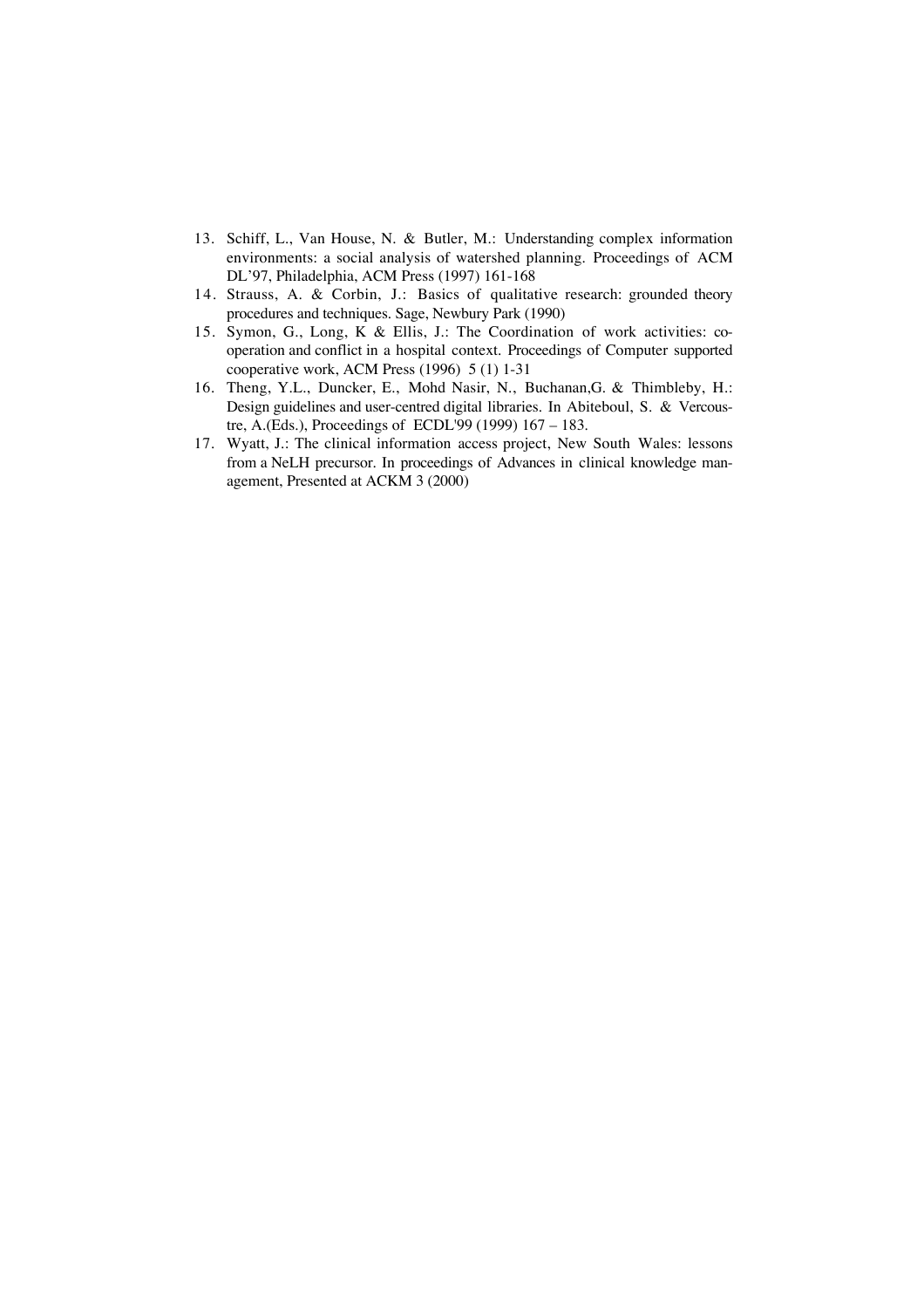13. Schiff, L., Van House, N. & Butler, M.: Understanding complex information environments: a social analysis of watershed planning. Proceedings of ACM DL'97, Philadelphia, ACM Press (1997) 161-168
14. Strauss, A. & Corbin, J.: Basics of qualitative research: grounded theory procedures and techniques. Sage, Newbury Park (1990)
15. Symon, G., Long, K & Ellis, J.: The Coordination of work activities: co-operation and conflict in a hospital context. Proceedings of Computer supported cooperative work, ACM Press (1996) 5 (1) 1-31
16. Theng, Y.L., Duncker, E., Mohd Nasir, N., Buchanan,G. & Thimbleby, H.: Design guidelines and user-centred digital libraries. In Abiteboul, S. & Vercoustre, A.(Eds.), Proceedings of ECDL'99 (1999) 167 – 183.
17. Wyatt, J.: The clinical information access project, New South Wales: lessons from a NeLH precursor. In proceedings of Advances in clinical knowledge management, Presented at ACKM 3 (2000)